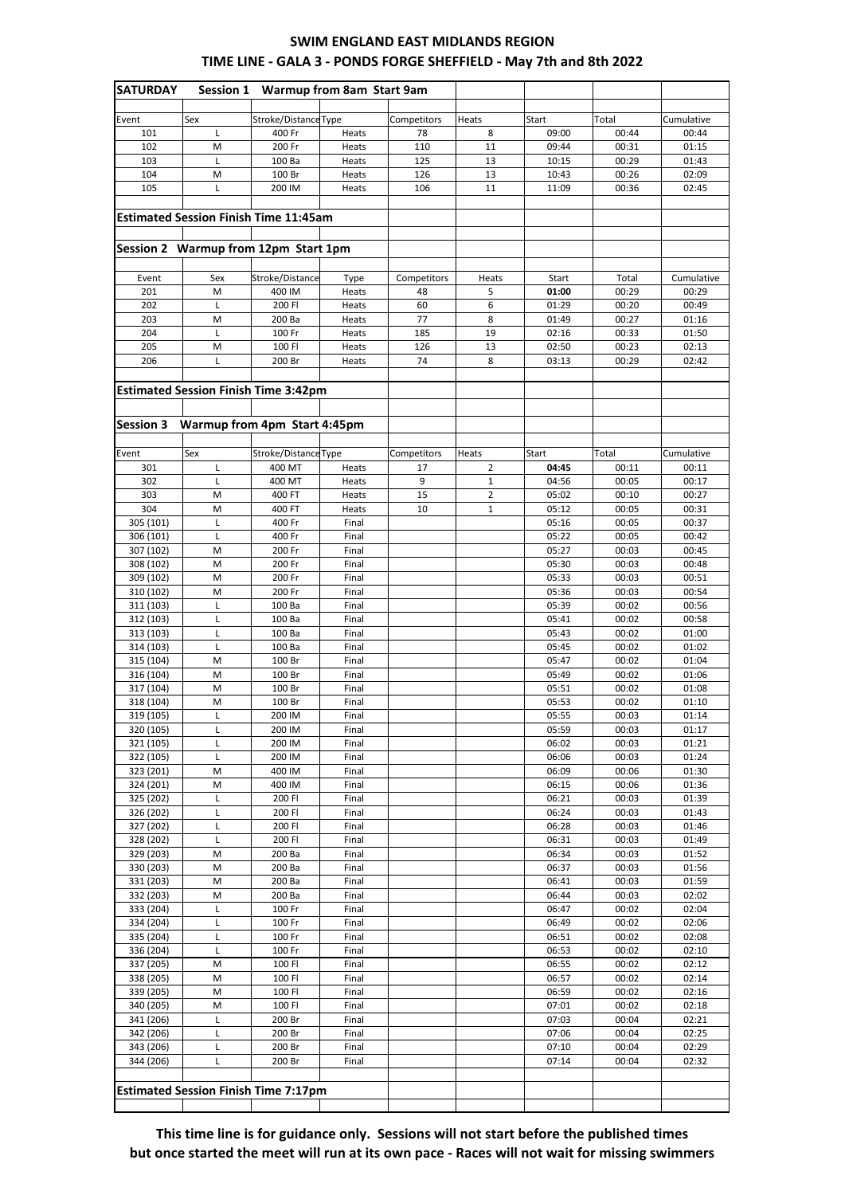# SWIM ENGLAND EAST MIDLANDS REGION

## TIME LINE - GALA 3 - PONDS FORGE SHEFFIELD - May 7th and 8th 2022

**SATURDAY Session 1 Warmup from 8am Start 9am**

| Event | Sex | Stroke/Distance | Type | Competitors | Heats | Start | Total | Cumulative |
|---|---|---|---|---|---|---|---|---|
| 101 | L | 400 Fr | Heats | 78 | 8 | 09:00 | 00:44 | 00:44 |
| 102 | M | 200 Fr | Heats | 110 | 11 | 09:44 | 00:31 | 01:15 |
| 103 | L | 100 Ba | Heats | 125 | 13 | 10:15 | 00:29 | 01:43 |
| 104 | M | 100 Br | Heats | 126 | 13 | 10:43 | 00:26 | 02:09 |
| 105 | L | 200 IM | Heats | 106 | 11 | 11:09 | 00:36 | 02:45 |

**Estimated Session Finish Time 11:45am**

**Session 2 Warmup from 12pm Start 1pm**

| Event | Sex | Stroke/Distance | Type | Competitors | Heats | Start | Total | Cumulative |
|---|---|---|---|---|---|---|---|---|
| 201 | M | 400 IM | Heats | 48 | 5 | **01:00** | 00:29 | 00:29 |
| 202 | L | 200 Fl | Heats | 60 | 6 | 01:29 | 00:20 | 00:49 |
| 203 | M | 200 Ba | Heats | 77 | 8 | 01:49 | 00:27 | 01:16 |
| 204 | L | 100 Fr | Heats | 185 | 19 | 02:16 | 00:33 | 01:50 |
| 205 | M | 100 Fl | Heats | 126 | 13 | 02:50 | 00:23 | 02:13 |
| 206 | L | 200 Br | Heats | 74 | 8 | 03:13 | 00:29 | 02:42 |

**Estimated Session Finish Time 3:42pm**

**Session 3 Warmup from 4pm Start 4:45pm**

| Event | Sex | Stroke/Distance | Type | Competitors | Heats | Start | Total | Cumulative |
|---|---|---|---|---|---|---|---|---|
| 301 | L | 400 MT | Heats | 17 | 2 | **04:45** | 00:11 | 00:11 |
| 302 | L | 400 MT | Heats | 9 | 1 | 04:56 | 00:05 | 00:17 |
| 303 | M | 400 FT | Heats | 15 | 2 | 05:02 | 00:10 | 00:27 |
| 304 | M | 400 FT | Heats | 10 | 1 | 05:12 | 00:05 | 00:31 |
| 305 (101) | L | 400 Fr | Final | | | 05:16 | 00:05 | 00:37 |
| 306 (101) | L | 400 Fr | Final | | | 05:22 | 00:05 | 00:42 |
| 307 (102) | M | 200 Fr | Final | | | 05:27 | 00:03 | 00:45 |
| 308 (102) | M | 200 Fr | Final | | | 05:30 | 00:03 | 00:48 |
| 309 (102) | M | 200 Fr | Final | | | 05:33 | 00:03 | 00:51 |
| 310 (102) | M | 200 Fr | Final | | | 05:36 | 00:03 | 00:54 |
| 311 (103) | L | 100 Ba | Final | | | 05:39 | 00:02 | 00:56 |
| 312 (103) | L | 100 Ba | Final | | | 05:41 | 00:02 | 00:58 |
| 313 (103) | L | 100 Ba | Final | | | 05:43 | 00:02 | 01:00 |
| 314 (103) | L | 100 Ba | Final | | | 05:45 | 00:02 | 01:02 |
| 315 (104) | M | 100 Br | Final | | | 05:47 | 00:02 | 01:04 |
| 316 (104) | M | 100 Br | Final | | | 05:49 | 00:02 | 01:06 |
| 317 (104) | M | 100 Br | Final | | | 05:51 | 00:02 | 01:08 |
| 318 (104) | M | 100 Br | Final | | | 05:53 | 00:02 | 01:10 |
| 319 (105) | L | 200 IM | Final | | | 05:55 | 00:03 | 01:14 |
| 320 (105) | L | 200 IM | Final | | | 05:59 | 00:03 | 01:17 |
| 321 (105) | L | 200 IM | Final | | | 06:02 | 00:03 | 01:21 |
| 322 (105) | L | 200 IM | Final | | | 06:06 | 00:03 | 01:24 |
| 323 (201) | M | 400 IM | Final | | | 06:09 | 00:06 | 01:30 |
| 324 (201) | M | 400 IM | Final | | | 06:15 | 00:06 | 01:36 |
| 325 (202) | L | 200 Fl | Final | | | 06:21 | 00:03 | 01:39 |
| 326 (202) | L | 200 Fl | Final | | | 06:24 | 00:03 | 01:43 |
| 327 (202) | L | 200 Fl | Final | | | 06:28 | 00:03 | 01:46 |
| 328 (202) | L | 200 Fl | Final | | | 06:31 | 00:03 | 01:49 |
| 329 (203) | M | 200 Ba | Final | | | 06:34 | 00:03 | 01:52 |
| 330 (203) | M | 200 Ba | Final | | | 06:37 | 00:03 | 01:56 |
| 331 (203) | M | 200 Ba | Final | | | 06:41 | 00:03 | 01:59 |
| 332 (203) | M | 200 Ba | Final | | | 06:44 | 00:03 | 02:02 |
| 333 (204) | L | 100 Fr | Final | | | 06:47 | 00:02 | 02:04 |
| 334 (204) | L | 100 Fr | Final | | | 06:49 | 00:02 | 02:06 |
| 335 (204) | L | 100 Fr | Final | | | 06:51 | 00:02 | 02:08 |
| 336 (204) | L | 100 Fr | Final | | | 06:53 | 00:02 | 02:10 |
| 337 (205) | M | 100 Fl | Final | | | 06:55 | 00:02 | 02:12 |
| 338 (205) | M | 100 Fl | Final | | | 06:57 | 00:02 | 02:14 |
| 339 (205) | M | 100 Fl | Final | | | 06:59 | 00:02 | 02:16 |
| 340 (205) | M | 100 Fl | Final | | | 07:01 | 00:02 | 02:18 |
| 341 (206) | L | 200 Br | Final | | | 07:03 | 00:04 | 02:21 |
| 342 (206) | L | 200 Br | Final | | | 07:06 | 00:04 | 02:25 |
| 343 (206) | L | 200 Br | Final | | | 07:10 | 00:04 | 02:29 |
| 344 (206) | L | 200 Br | Final | | | 07:14 | 00:04 | 02:32 |

**Estimated Session Finish Time 7:17pm**

**This time line is for guidance only. Sessions will not start before the published times but once started the meet will run at its own pace - Races will not wait for missing swimmers**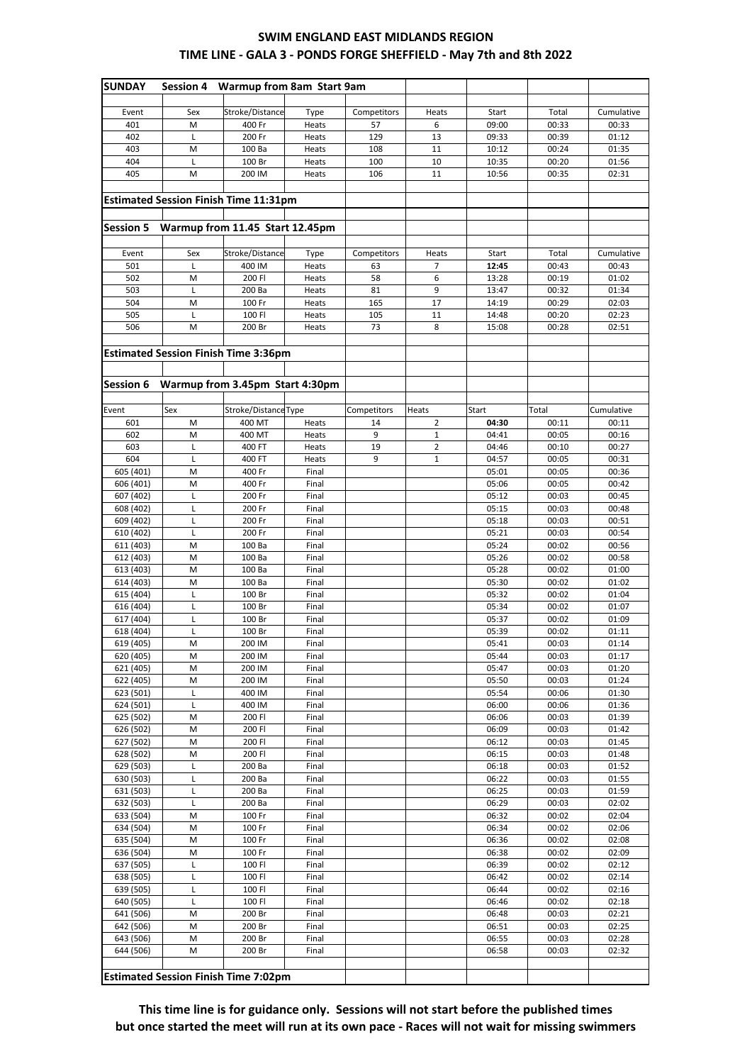# SWIM ENGLAND EAST MIDLANDS REGION

## TIME LINE - GALA 3 - PONDS FORGE SHEFFIELD - May 7th and 8th 2022

**SUNDAY Session 4 Warmup from 8am Start 9am**

| Event | Sex | Stroke/Distance | Type | Competitors | Heats | Start | Total | Cumulative |
|---|---|---|---|---|---|---|---|---|
| 401 | M | 400 Fr | Heats | 57 | 6 | 09:00 | 00:33 | 00:33 |
| 402 | L | 200 Fr | Heats | 129 | 13 | 09:33 | 00:39 | 01:12 |
| 403 | M | 100 Ba | Heats | 108 | 11 | 10:12 | 00:24 | 01:35 |
| 404 | L | 100 Br | Heats | 100 | 10 | 10:35 | 00:20 | 01:56 |
| 405 | M | 200 IM | Heats | 106 | 11 | 10:56 | 00:35 | 02:31 |

**Estimated Session Finish Time 11:31pm**

**Session 5 Warmup from 11.45 Start 12.45pm**

| Event | Sex | Stroke/Distance | Type | Competitors | Heats | Start | Total | Cumulative |
|---|---|---|---|---|---|---|---|---|
| 501 | L | 400 IM | Heats | 63 | 7 | **12:45** | 00:43 | 00:43 |
| 502 | M | 200 Fl | Heats | 58 | 6 | 13:28 | 00:19 | 01:02 |
| 503 | L | 200 Ba | Heats | 81 | 9 | 13:47 | 00:32 | 01:34 |
| 504 | M | 100 Fr | Heats | 165 | 17 | 14:19 | 00:29 | 02:03 |
| 505 | L | 100 Fl | Heats | 105 | 11 | 14:48 | 00:20 | 02:23 |
| 506 | M | 200 Br | Heats | 73 | 8 | 15:08 | 00:28 | 02:51 |

**Estimated Session Finish Time 3:36pm**

**Session 6 Warmup from 3.45pm Start 4:30pm**

| Event | Sex | Stroke/Distance | Type | Competitors | Heats | Start | Total | Cumulative |
|---|---|---|---|---|---|---|---|---|
| 601 | M | 400 MT | Heats | 14 | 2 | **04:30** | 00:11 | 00:11 |
| 602 | M | 400 MT | Heats | 9 | 1 | 04:41 | 00:05 | 00:16 |
| 603 | L | 400 FT | Heats | 19 | 2 | 04:46 | 00:10 | 00:27 |
| 604 | L | 400 FT | Heats | 9 | 1 | 04:57 | 00:05 | 00:31 |
| 605 (401) | M | 400 Fr | Final | | | 05:01 | 00:05 | 00:36 |
| 606 (401) | M | 400 Fr | Final | | | 05:06 | 00:05 | 00:42 |
| 607 (402) | L | 200 Fr | Final | | | 05:12 | 00:03 | 00:45 |
| 608 (402) | L | 200 Fr | Final | | | 05:15 | 00:03 | 00:48 |
| 609 (402) | L | 200 Fr | Final | | | 05:18 | 00:03 | 00:51 |
| 610 (402) | L | 200 Fr | Final | | | 05:21 | 00:03 | 00:54 |
| 611 (403) | M | 100 Ba | Final | | | 05:24 | 00:02 | 00:56 |
| 612 (403) | M | 100 Ba | Final | | | 05:26 | 00:02 | 00:58 |
| 613 (403) | M | 100 Ba | Final | | | 05:28 | 00:02 | 01:00 |
| 614 (403) | M | 100 Ba | Final | | | 05:30 | 00:02 | 01:02 |
| 615 (404) | L | 100 Br | Final | | | 05:32 | 00:02 | 01:04 |
| 616 (404) | L | 100 Br | Final | | | 05:34 | 00:02 | 01:07 |
| 617 (404) | L | 100 Br | Final | | | 05:37 | 00:02 | 01:09 |
| 618 (404) | L | 100 Br | Final | | | 05:39 | 00:02 | 01:11 |
| 619 (405) | M | 200 IM | Final | | | 05:41 | 00:03 | 01:14 |
| 620 (405) | M | 200 IM | Final | | | 05:44 | 00:03 | 01:17 |
| 621 (405) | M | 200 IM | Final | | | 05:47 | 00:03 | 01:20 |
| 622 (405) | M | 200 IM | Final | | | 05:50 | 00:03 | 01:24 |
| 623 (501) | L | 400 IM | Final | | | 05:54 | 00:06 | 01:30 |
| 624 (501) | L | 400 IM | Final | | | 06:00 | 00:06 | 01:36 |
| 625 (502) | M | 200 Fl | Final | | | 06:06 | 00:03 | 01:39 |
| 626 (502) | M | 200 Fl | Final | | | 06:09 | 00:03 | 01:42 |
| 627 (502) | M | 200 Fl | Final | | | 06:12 | 00:03 | 01:45 |
| 628 (502) | M | 200 Fl | Final | | | 06:15 | 00:03 | 01:48 |
| 629 (503) | L | 200 Ba | Final | | | 06:18 | 00:03 | 01:52 |
| 630 (503) | L | 200 Ba | Final | | | 06:22 | 00:03 | 01:55 |
| 631 (503) | L | 200 Ba | Final | | | 06:25 | 00:03 | 01:59 |
| 632 (503) | L | 200 Ba | Final | | | 06:29 | 00:03 | 02:02 |
| 633 (504) | M | 100 Fr | Final | | | 06:32 | 00:02 | 02:04 |
| 634 (504) | M | 100 Fr | Final | | | 06:34 | 00:02 | 02:06 |
| 635 (504) | M | 100 Fr | Final | | | 06:36 | 00:02 | 02:08 |
| 636 (504) | M | 100 Fr | Final | | | 06:38 | 00:02 | 02:09 |
| 637 (505) | L | 100 Fl | Final | | | 06:39 | 00:02 | 02:12 |
| 638 (505) | L | 100 Fl | Final | | | 06:42 | 00:02 | 02:14 |
| 639 (505) | L | 100 Fl | Final | | | 06:44 | 00:02 | 02:16 |
| 640 (505) | L | 100 Fl | Final | | | 06:46 | 00:02 | 02:18 |
| 641 (506) | M | 200 Br | Final | | | 06:48 | 00:03 | 02:21 |
| 642 (506) | M | 200 Br | Final | | | 06:51 | 00:03 | 02:25 |
| 643 (506) | M | 200 Br | Final | | | 06:55 | 00:03 | 02:28 |
| 644 (506) | M | 200 Br | Final | | | 06:58 | 00:03 | 02:32 |

**Estimated Session Finish Time 7:02pm**

**This time line is for guidance only. Sessions will not start before the published times but once started the meet will run at its own pace - Races will not wait for missing swimmers**